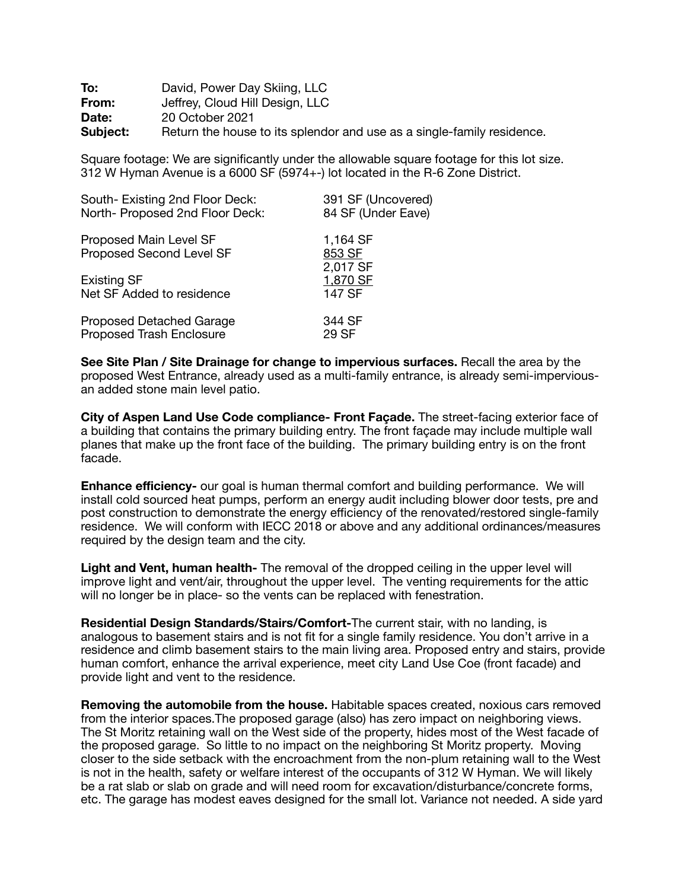**To:** David, Power Day Skiing, LLC
**From:** Jeffrey, Cloud Hill Design, LLC
**Date:** 20 October 2021
**Subject:** Return the house to its splendor and use as a single-family residence.

Square footage: We are significantly under the allowable square footage for this lot size. 312 W Hyman Avenue is a 6000 SF (5974+-) lot located in the R-6 Zone District.

| | |
|---|---|
| South- Existing 2nd Floor Deck: | 391 SF (Uncovered) |
| North- Proposed 2nd Floor Deck: | 84 SF (Under Eave) |
| | |
| Proposed Main Level SF | 1,164 SF |
| Proposed Second Level SF | 853 SF |
| | 2,017 SF |
| Existing SF | 1,870 SF |
| Net SF Added to residence | 147 SF |
| | |
| Proposed Detached Garage | 344 SF |
| Proposed Trash Enclosure | 29 SF |

**See Site Plan / Site Drainage for change to impervious surfaces.** Recall the area by the proposed West Entrance, already used as a multi-family entrance, is already semi-impervious- an added stone main level patio.

**City of Aspen Land Use Code compliance- Front Façade.** The street-facing exterior face of a building that contains the primary building entry. The front façade may include multiple wall planes that make up the front face of the building. The primary building entry is on the front facade.

**Enhance efficiency-** our goal is human thermal comfort and building performance. We will install cold sourced heat pumps, perform an energy audit including blower door tests, pre and post construction to demonstrate the energy efficiency of the renovated/restored single-family residence. We will conform with IECC 2018 or above and any additional ordinances/measures required by the design team and the city.

**Light and Vent, human health-** The removal of the dropped ceiling in the upper level will improve light and vent/air, throughout the upper level. The venting requirements for the attic will no longer be in place- so the vents can be replaced with fenestration.

**Residential Design Standards/Stairs/Comfort-**The current stair, with no landing, is analogous to basement stairs and is not fit for a single family residence. You don't arrive in a residence and climb basement stairs to the main living area. Proposed entry and stairs, provide human comfort, enhance the arrival experience, meet city Land Use Coe (front facade) and provide light and vent to the residence.

**Removing the automobile from the house.** Habitable spaces created, noxious cars removed from the interior spaces.The proposed garage (also) has zero impact on neighboring views. The St Moritz retaining wall on the West side of the property, hides most of the West facade of the proposed garage. So little to no impact on the neighboring St Moritz property. Moving closer to the side setback with the encroachment from the non-plum retaining wall to the West is not in the health, safety or welfare interest of the occupants of 312 W Hyman. We will likely be a rat slab or slab on grade and will need room for excavation/disturbance/concrete forms, etc. The garage has modest eaves designed for the small lot. Variance not needed. A side yard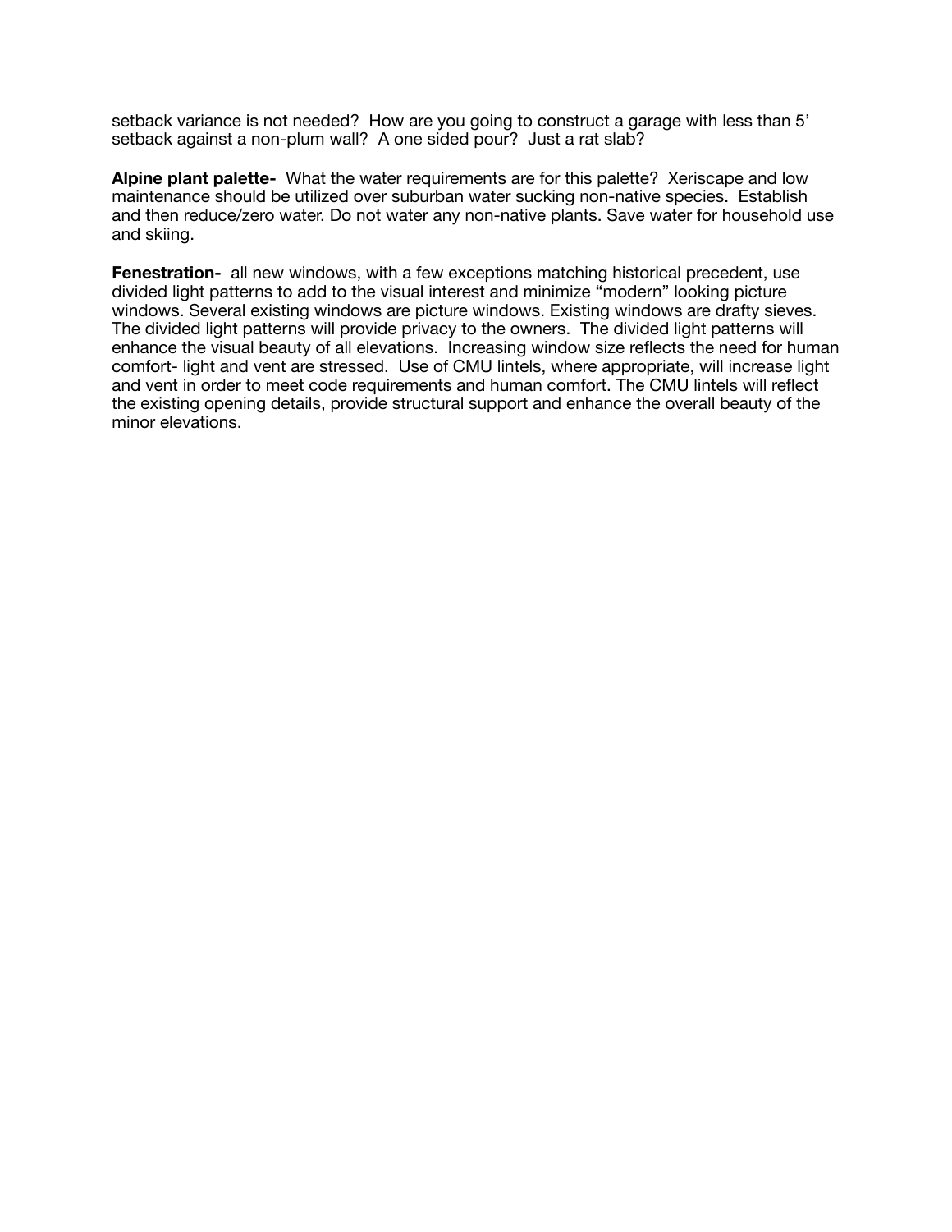setback variance is not needed? How are you going to construct a garage with less than 5' setback against a non-plum wall? A one sided pour? Just a rat slab?

**Alpine plant palette-** What the water requirements are for this palette? Xeriscape and low maintenance should be utilized over suburban water sucking non-native species. Establish and then reduce/zero water. Do not water any non-native plants. Save water for household use and skiing.

**Fenestration-** all new windows, with a few exceptions matching historical precedent, use divided light patterns to add to the visual interest and minimize "modern" looking picture windows. Several existing windows are picture windows. Existing windows are drafty sieves. The divided light patterns will provide privacy to the owners. The divided light patterns will enhance the visual beauty of all elevations. Increasing window size reflects the need for human comfort- light and vent are stressed. Use of CMU lintels, where appropriate, will increase light and vent in order to meet code requirements and human comfort. The CMU lintels will reflect the existing opening details, provide structural support and enhance the overall beauty of the minor elevations.